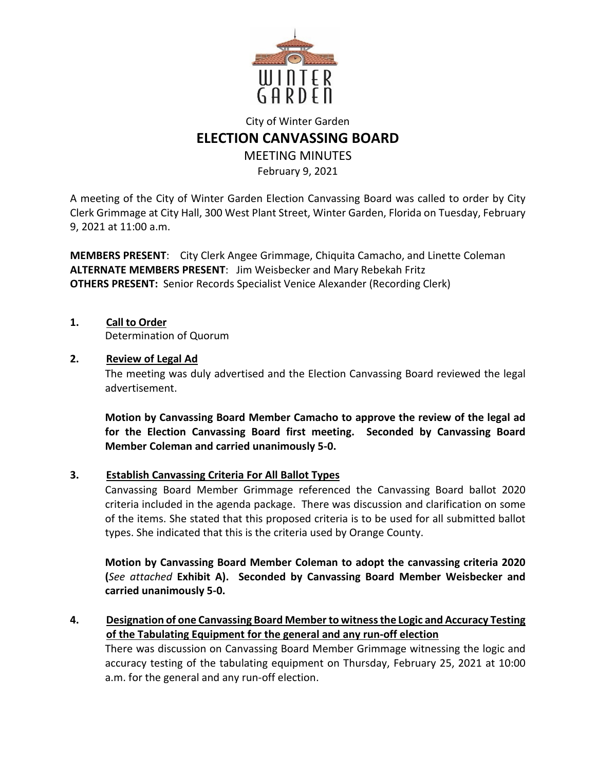City of Winter Garden

# ELECTION CANVASSING BOARD

MEETING MINUTES

February 9, 2021

A meeting of the City of Winter Garden Election Canvassing Board was called to order by City Clerk Grimmage at City Hall, 300 West Plant Street, Winter Garden, Florida on Tuesday, February 9, 2021 at 11:00 a.m.

**MEMBERS PRESENT**: City Clerk Angee Grimmage, Chiquita Camacho, and Linette Coleman
**ALTERNATE MEMBERS PRESENT**: Jim Weisbecker and Mary Rebekah Fritz
**OTHERS PRESENT:** Senior Records Specialist Venice Alexander (Recording Clerk)

**1. Call to Order**

Determination of Quorum

**2. Review of Legal Ad**

The meeting was duly advertised and the Election Canvassing Board reviewed the legal advertisement.

**Motion by Canvassing Board Member Camacho to approve the review of the legal ad for the Election Canvassing Board first meeting. Seconded by Canvassing Board Member Coleman and carried unanimously 5-0.**

**3. Establish Canvassing Criteria For All Ballot Types**

Canvassing Board Member Grimmage referenced the Canvassing Board ballot 2020 criteria included in the agenda package. There was discussion and clarification on some of the items. She stated that this proposed criteria is to be used for all submitted ballot types. She indicated that this is the criteria used by Orange County.

**Motion by Canvassing Board Member Coleman to adopt the canvassing criteria 2020 (*See attached* Exhibit A). Seconded by Canvassing Board Member Weisbecker and carried unanimously 5-0.**

**4. Designation of one Canvassing Board Member to witness the Logic and Accuracy Testing of the Tabulating Equipment for the general and any run-off election**

There was discussion on Canvassing Board Member Grimmage witnessing the logic and accuracy testing of the tabulating equipment on Thursday, February 25, 2021 at 10:00 a.m. for the general and any run-off election.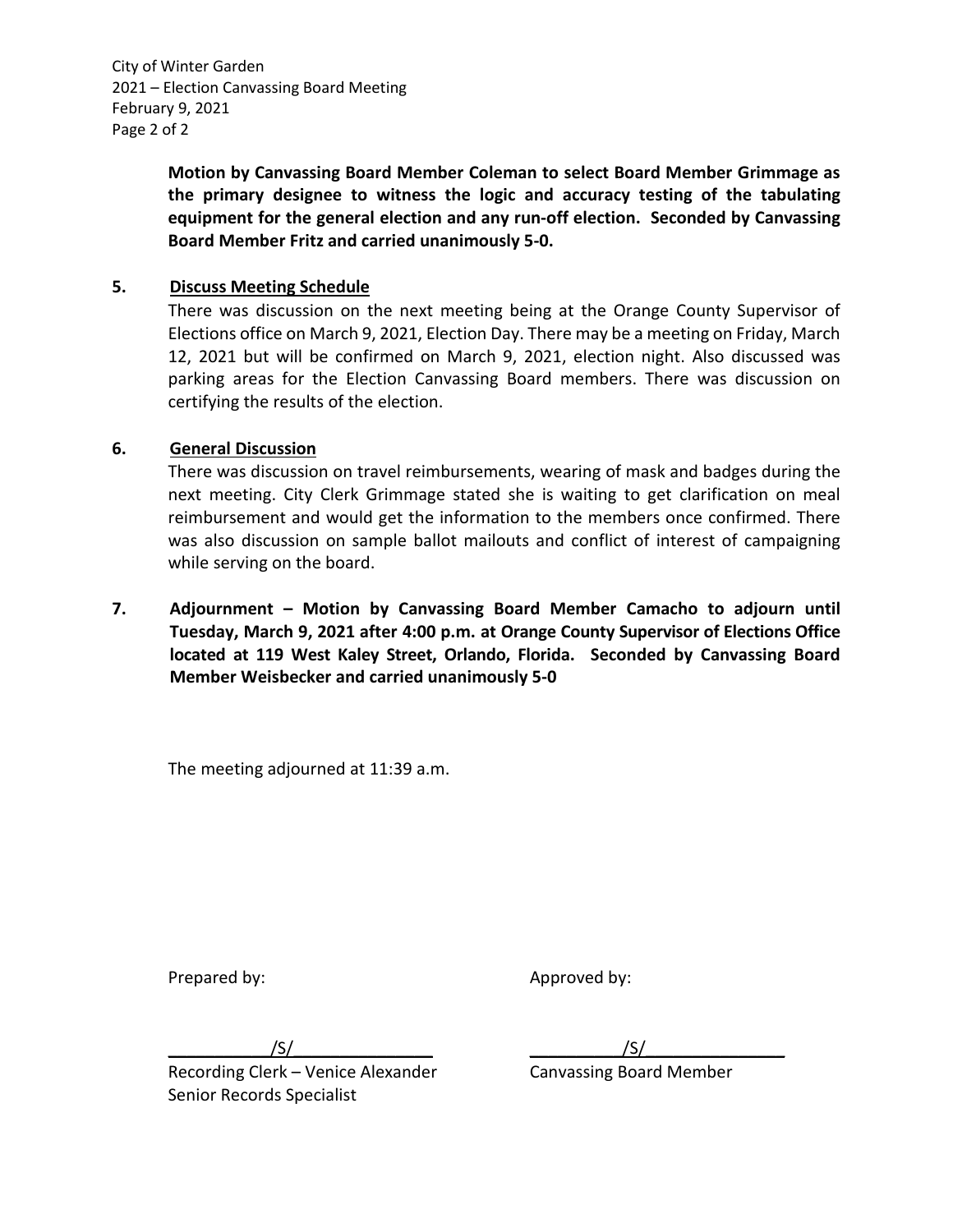**Motion by Canvassing Board Member Coleman to select Board Member Grimmage as the primary designee to witness the logic and accuracy testing of the tabulating equipment for the general election and any run-off election. Seconded by Canvassing Board Member Fritz and carried unanimously 5-0.**

5. **Discuss Meeting Schedule**

   There was discussion on the next meeting being at the Orange County Supervisor of Elections office on March 9, 2021, Election Day. There may be a meeting on Friday, March 12, 2021 but will be confirmed on March 9, 2021, election night. Also discussed was parking areas for the Election Canvassing Board members. There was discussion on certifying the results of the election.

6. **General Discussion**

   There was discussion on travel reimbursements, wearing of mask and badges during the next meeting. City Clerk Grimmage stated she is waiting to get clarification on meal reimbursement and would get the information to the members once confirmed. There was also discussion on sample ballot mailouts and conflict of interest of campaigning while serving on the board.

7. **Adjournment – Motion by Canvassing Board Member Camacho to adjourn until Tuesday, March 9, 2021 after 4:00 p.m. at Orange County Supervisor of Elections Office located at 119 West Kaley Street, Orlando, Florida. Seconded by Canvassing Board Member Weisbecker and carried unanimously 5-0**

The meeting adjourned at 11:39 a.m.

Prepared by:

/S/

Recording Clerk – Venice Alexander
Senior Records Specialist

Approved by:

/S/

Canvassing Board Member